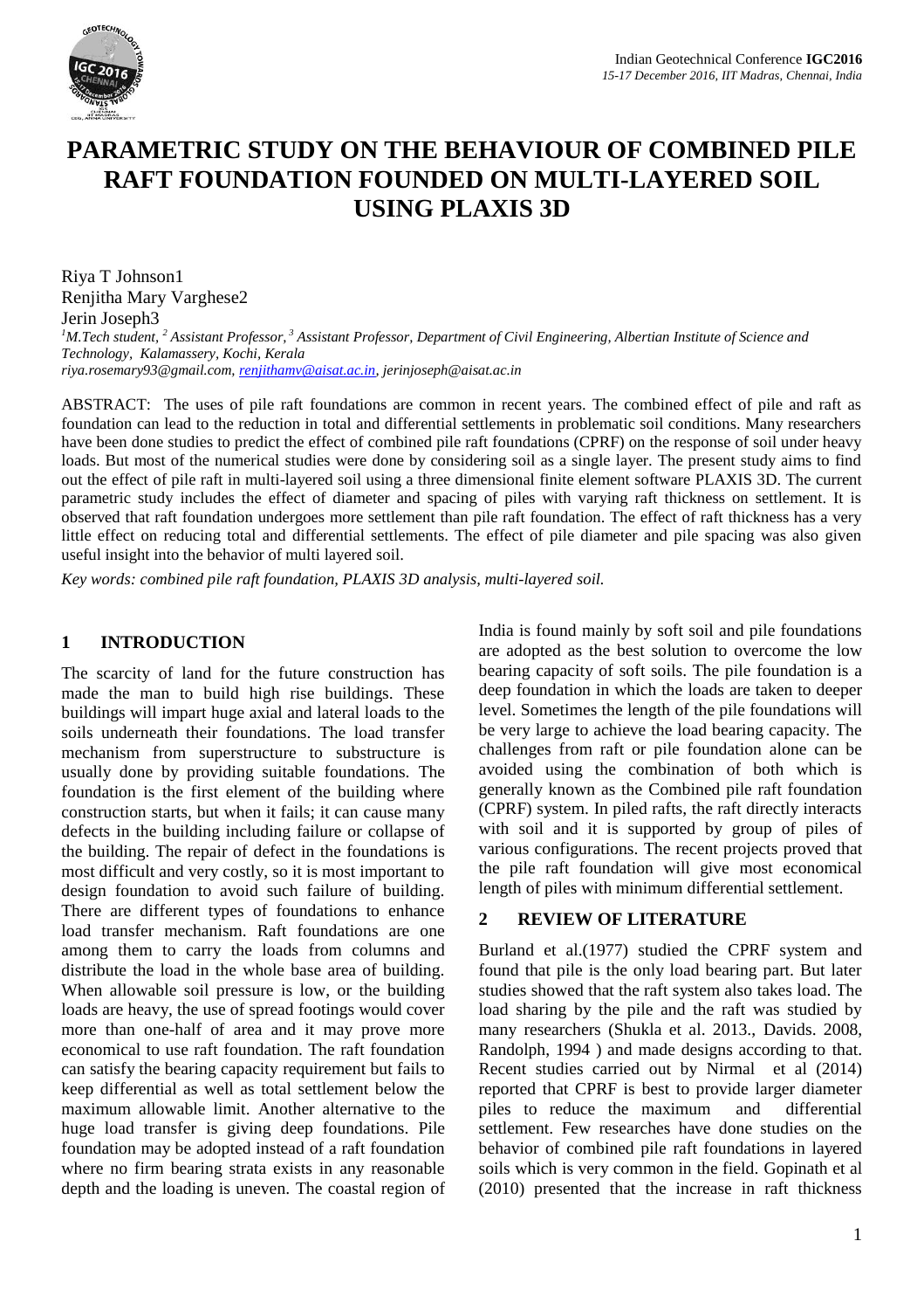# PARAMETRIC STUDY ON THE BEHAVIOUR OF COMBINED PILE RAFT FOUNDATION FOUNDED ON MULTI-LAYERED SOIL USING PLAXIS 3D

Riya T Johnson1
Renjitha Mary Varghese2
Jerin Joseph3

[1]*M.Tech student,* [2] *Assistant Professor,* [3] *Assistant Professor, Department of Civil Engineering, Albertian Institute of Science and Technology, Kalamassery, Kochi, Kerala*
*riya.rosemary93@gmail.com, renjithamv@aisat.ac.in, jerinjoseph@aisat.ac.in*

ABSTRACT: The uses of pile raft foundations are common in recent years. The combined effect of pile and raft as foundation can lead to the reduction in total and differential settlements in problematic soil conditions. Many researchers have been done studies to predict the effect of combined pile raft foundations (CPRF) on the response of soil under heavy loads. But most of the numerical studies were done by considering soil as a single layer. The present study aims to find out the effect of pile raft in multi-layered soil using a three dimensional finite element software PLAXIS 3D. The current parametric study includes the effect of diameter and spacing of piles with varying raft thickness on settlement. It is observed that raft foundation undergoes more settlement than pile raft foundation. The effect of raft thickness has a very little effect on reducing total and differential settlements. The effect of pile diameter and pile spacing was also given useful insight into the behavior of multi layered soil.

*Key words: combined pile raft foundation, PLAXIS 3D analysis, multi-layered soil.*

## 1 INTRODUCTION

The scarcity of land for the future construction has made the man to build high rise buildings. These buildings will impart huge axial and lateral loads to the soils underneath their foundations. The load transfer mechanism from superstructure to substructure is usually done by providing suitable foundations. The foundation is the first element of the building where construction starts, but when it fails; it can cause many defects in the building including failure or collapse of the building. The repair of defect in the foundations is most difficult and very costly, so it is most important to design foundation to avoid such failure of building. There are different types of foundations to enhance load transfer mechanism. Raft foundations are one among them to carry the loads from columns and distribute the load in the whole base area of building. When allowable soil pressure is low, or the building loads are heavy, the use of spread footings would cover more than one-half of area and it may prove more economical to use raft foundation. The raft foundation can satisfy the bearing capacity requirement but fails to keep differential as well as total settlement below the maximum allowable limit. Another alternative to the huge load transfer is giving deep foundations. Pile foundation may be adopted instead of a raft foundation where no firm bearing strata exists in any reasonable depth and the loading is uneven. The coastal region of India is found mainly by soft soil and pile foundations are adopted as the best solution to overcome the low bearing capacity of soft soils. The pile foundation is a deep foundation in which the loads are taken to deeper level. Sometimes the length of the pile foundations will be very large to achieve the load bearing capacity. The challenges from raft or pile foundation alone can be avoided using the combination of both which is generally known as the Combined pile raft foundation (CPRF) system. In piled rafts, the raft directly interacts with soil and it is supported by group of piles of various configurations. The recent projects proved that the pile raft foundation will give most economical length of piles with minimum differential settlement.

## 2 REVIEW OF LITERATURE

Burland et al.(1977) studied the CPRF system and found that pile is the only load bearing part. But later studies showed that the raft system also takes load. The load sharing by the pile and the raft was studied by many researchers (Shukla et al. 2013., Davids. 2008, Randolph, 1994 ) and made designs according to that. Recent studies carried out by Nirmal et al (2014) reported that CPRF is best to provide larger diameter piles to reduce the maximum and differential settlement. Few researches have done studies on the behavior of combined pile raft foundations in layered soils which is very common in the field. Gopinath et al (2010) presented that the increase in raft thickness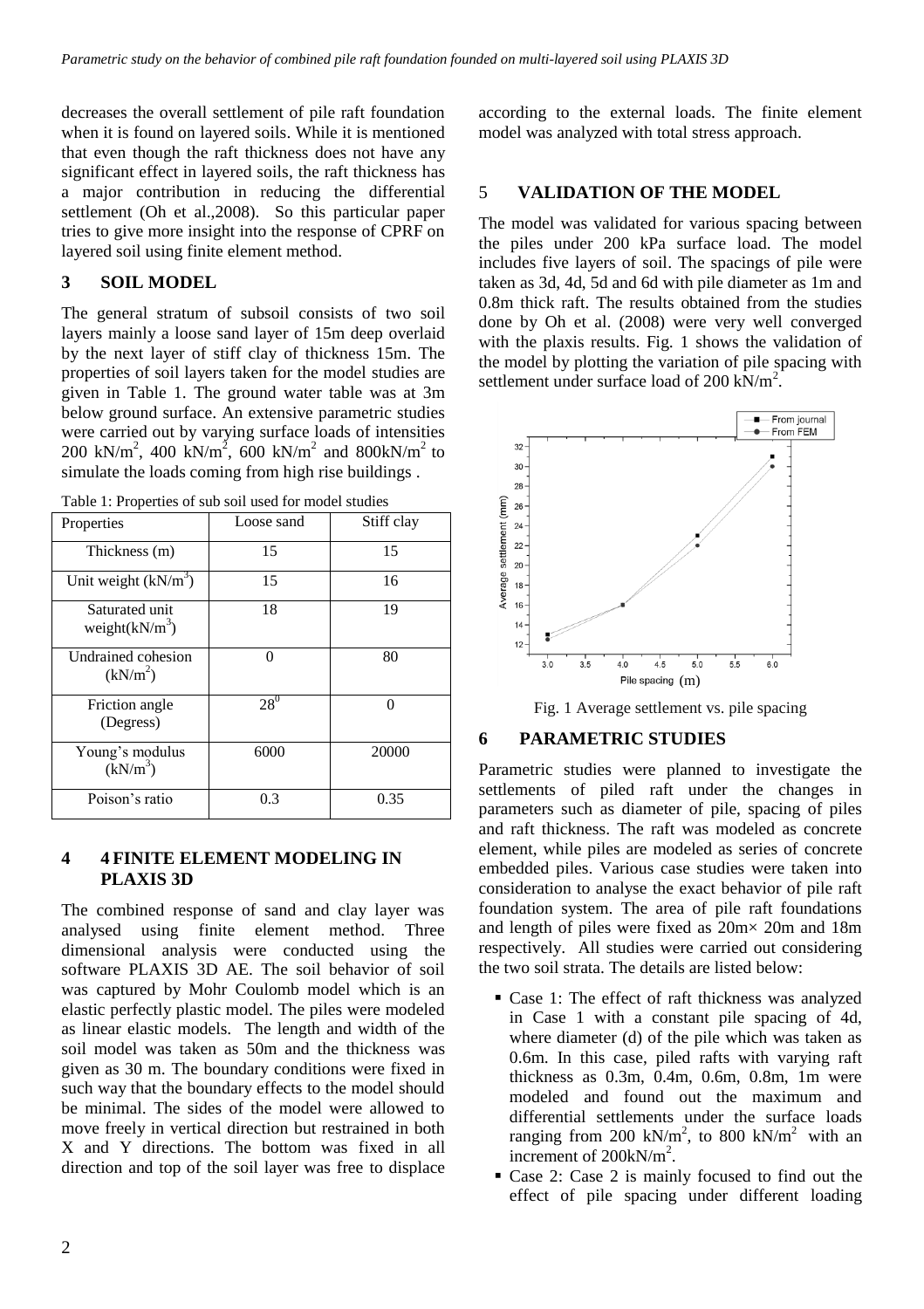decreases the overall settlement of pile raft foundation when it is found on layered soils. While it is mentioned that even though the raft thickness does not have any significant effect in layered soils, the raft thickness has a major contribution in reducing the differential settlement (Oh et al.,2008). So this particular paper tries to give more insight into the response of CPRF on layered soil using finite element method.

## 3 SOIL MODEL

The general stratum of subsoil consists of two soil layers mainly a loose sand layer of 15m deep overlaid by the next layer of stiff clay of thickness 15m. The properties of soil layers taken for the model studies are given in Table 1. The ground water table was at 3m below ground surface. An extensive parametric studies were carried out by varying surface loads of intensities 200 kN/m$^2$, 400 kN/m$^2$, 600 kN/m$^2$ and 800kN/m$^2$ to simulate the loads coming from high rise buildings .

Table 1: Properties of sub soil used for model studies

| Properties | Loose sand | Stiff clay |
|---|---|---|
| Thickness (m) | 15 | 15 |
| Unit weight (kN/m$^3$) | 15 | 16 |
| Saturated unit weight(kN/m$^3$) | 18 | 19 |
| Undrained cohesion (kN/m$^2$) | 0 | 80 |
| Friction angle (Degress) | 28$^0$ | 0 |
| Young's modulus (kN/m$^3$) | 6000 | 20000 |
| Poison's ratio | 0.3 | 0.35 |

## 4 4 FINITE ELEMENT MODELING IN PLAXIS 3D

The combined response of sand and clay layer was analysed using finite element method. Three dimensional analysis were conducted using the software PLAXIS 3D AE. The soil behavior of soil was captured by Mohr Coulomb model which is an elastic perfectly plastic model. The piles were modeled as linear elastic models. The length and width of the soil model was taken as 50m and the thickness was given as 30 m. The boundary conditions were fixed in such way that the boundary effects to the model should be minimal. The sides of the model were allowed to move freely in vertical direction but restrained in both X and Y directions. The bottom was fixed in all direction and top of the soil layer was free to displace according to the external loads. The finite element model was analyzed with total stress approach.

## 5 VALIDATION OF THE MODEL

The model was validated for various spacing between the piles under 200 kPa surface load. The model includes five layers of soil. The spacings of pile were taken as 3d, 4d, 5d and 6d with pile diameter as 1m and 0.8m thick raft. The results obtained from the studies done by Oh et al. (2008) were very well converged with the plaxis results. Fig. 1 shows the validation of the model by plotting the variation of pile spacing with settlement under surface load of 200 kN/m$^2$.

Fig. 1 Average settlement vs. pile spacing

## 6 PARAMETRIC STUDIES

Parametric studies were planned to investigate the settlements of piled raft under the changes in parameters such as diameter of pile, spacing of piles and raft thickness. The raft was modeled as concrete element, while piles are modeled as series of concrete embedded piles. Various case studies were taken into consideration to analyse the exact behavior of pile raft foundation system. The area of pile raft foundations and length of piles were fixed as 20m× 20m and 18m respectively. All studies were carried out considering the two soil strata. The details are listed below:

- Case 1: The effect of raft thickness was analyzed in Case 1 with a constant pile spacing of 4d, where diameter (d) of the pile which was taken as 0.6m. In this case, piled rafts with varying raft thickness as 0.3m, 0.4m, 0.6m, 0.8m, 1m were modeled and found out the maximum and differential settlements under the surface loads ranging from 200 kN/m$^2$, to 800 kN/m$^2$ with an increment of 200kN/m$^2$.
- Case 2: Case 2 is mainly focused to find out the effect of pile spacing under different loading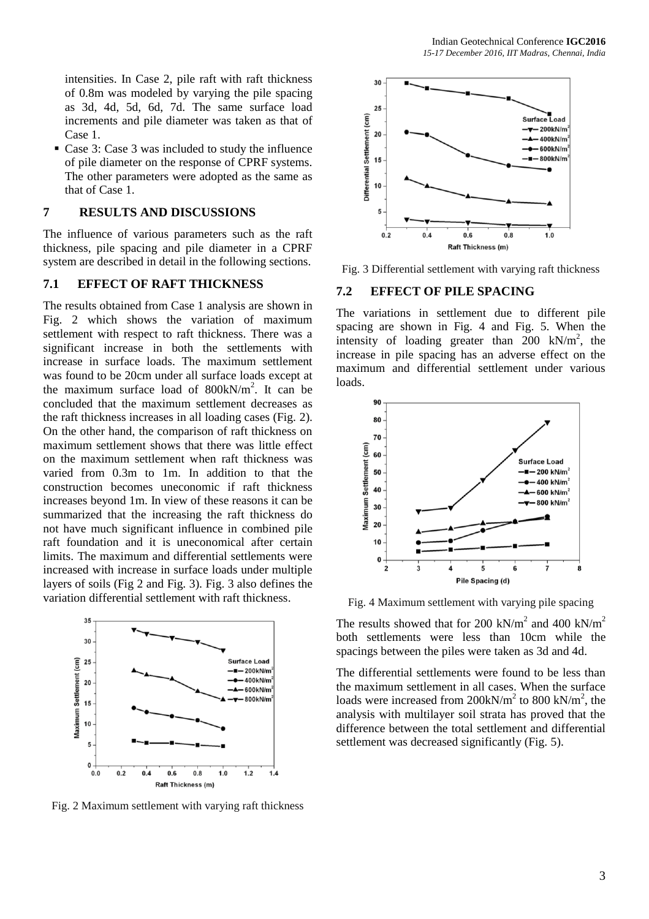intensities. In Case 2, pile raft with raft thickness of 0.8m was modeled by varying the pile spacing as 3d, 4d, 5d, 6d, 7d. The same surface load increments and pile diameter was taken as that of Case 1.

- Case 3: Case 3 was included to study the influence of pile diameter on the response of CPRF systems. The other parameters were adopted as the same as that of Case 1.

## 7 RESULTS AND DISCUSSIONS

The influence of various parameters such as the raft thickness, pile spacing and pile diameter in a CPRF system are described in detail in the following sections.

### 7.1 EFFECT OF RAFT THICKNESS

The results obtained from Case 1 analysis are shown in Fig. 2 which shows the variation of maximum settlement with respect to raft thickness. There was a significant increase in both the settlements with increase in surface loads. The maximum settlement was found to be 20cm under all surface loads except at the maximum surface load of 800kN/m$^2$. It can be concluded that the maximum settlement decreases as the raft thickness increases in all loading cases (Fig. 2). On the other hand, the comparison of raft thickness on maximum settlement shows that there was little effect on the maximum settlement when raft thickness was varied from 0.3m to 1m. In addition to that the construction becomes uneconomic if raft thickness increases beyond 1m. In view of these reasons it can be summarized that the increasing the raft thickness do not have much significant influence in combined pile raft foundation and it is uneconomical after certain limits. The maximum and differential settlements were increased with increase in surface loads under multiple layers of soils (Fig 2 and Fig. 3). Fig. 3 also defines the variation differential settlement with raft thickness.

Fig. 2 Maximum settlement with varying raft thickness

Fig. 3 Differential settlement with varying raft thickness

### 7.2 EFFECT OF PILE SPACING

The variations in settlement due to different pile spacing are shown in Fig. 4 and Fig. 5. When the intensity of loading greater than 200 kN/m$^2$, the increase in pile spacing has an adverse effect on the maximum and differential settlement under various loads.

Fig. 4 Maximum settlement with varying pile spacing

The results showed that for 200 kN/m$^2$ and 400 kN/m$^2$ both settlements were less than 10cm while the spacings between the piles were taken as 3d and 4d.

The differential settlements were found to be less than the maximum settlement in all cases. When the surface loads were increased from 200kN/m$^2$ to 800 kN/m$^2$, the analysis with multilayer soil strata has proved that the difference between the total settlement and differential settlement was decreased significantly (Fig. 5).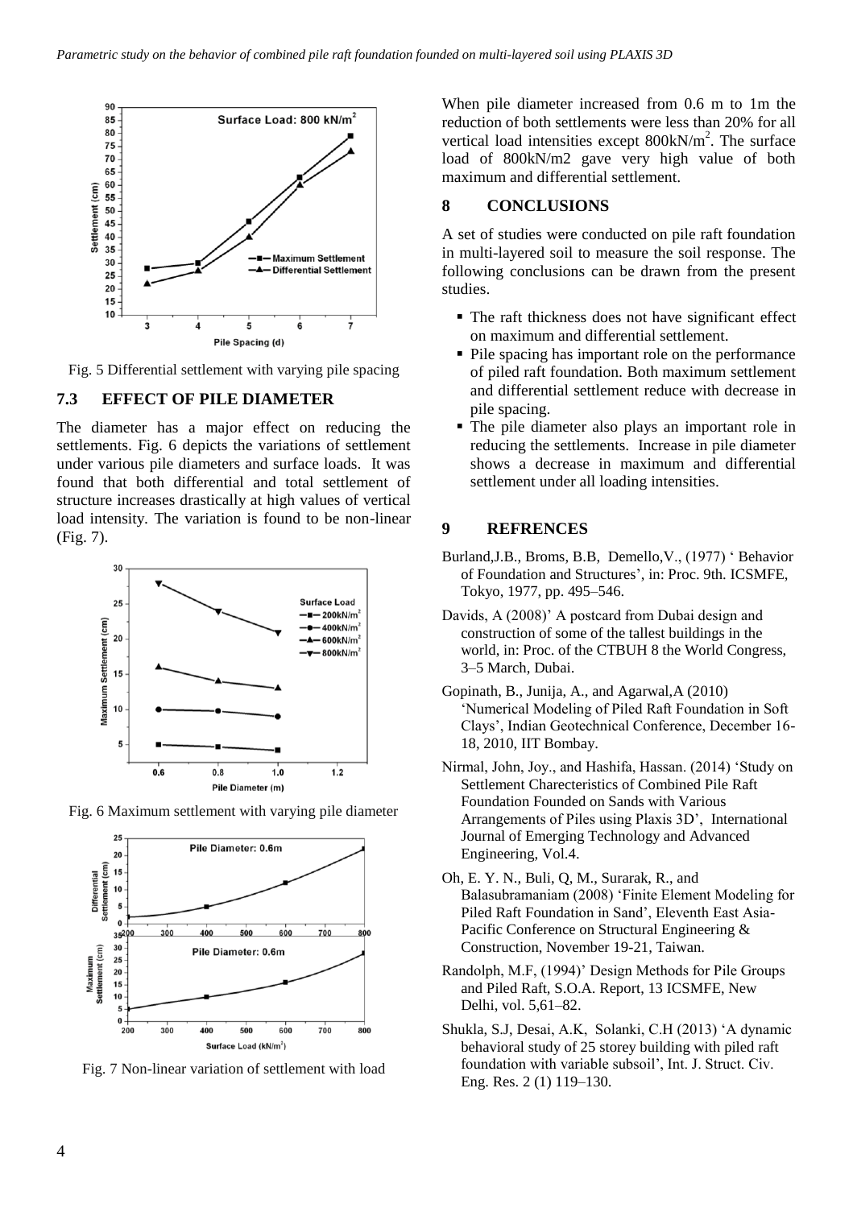Surface Load: 800 kN/m²

Settlement (cm)

90
85
80
75
70
65
60
55
50
45
40
35
30
25
20
15
10

Maximum Settlement
Differential Settlement

3 4 5 6 7

Pile Spacing (d)

Fig. 5 Differential settlement with varying pile spacing

### 7.3 EFFECT OF PILE DIAMETER

The diameter has a major effect on reducing the settlements. Fig. 6 depicts the variations of settlement under various pile diameters and surface loads. It was found that both differential and total settlement of structure increases drastically at high values of vertical load intensity. The variation is found to be non-linear (Fig. 7).

Maximum Settlement (cm)

30
25
20
15
10
5

Surface Load
200kN/m²
400kN/m²
600kN/m²
800kN/m²

0.6 0.8 1.0 1.2

Pile Diameter (m)

Fig. 6 Maximum settlement with varying pile diameter

Pile Diameter: 0.6m

Differential Settlement (cm)

25
20
15
10
5
0

Pile Diameter: 0.6m

Maximum Settlement (cm)

35
30
25
20
15
10
5
0

200 300 400 500 600 700 800

Surface Load (kN/m²)

Fig. 7 Non-linear variation of settlement with load

When pile diameter increased from 0.6 m to 1m the reduction of both settlements were less than 20% for all vertical load intensities except 800kN/m². The surface load of 800kN/m2 gave very high value of both maximum and differential settlement.

## 8 CONCLUSIONS

A set of studies were conducted on pile raft foundation in multi-layered soil to measure the soil response. The following conclusions can be drawn from the present studies.

- The raft thickness does not have significant effect on maximum and differential settlement.
- Pile spacing has important role on the performance of piled raft foundation. Both maximum settlement and differential settlement reduce with decrease in pile spacing.
- The pile diameter also plays an important role in reducing the settlements. Increase in pile diameter shows a decrease in maximum and differential settlement under all loading intensities.

## 9 REFRENCES

Burland,J.B., Broms, B.B, Demello,V., (1977) ' Behavior of Foundation and Structures', in: Proc. 9th. ICSMFE, Tokyo, 1977, pp. 495–546.

Davids, A (2008)' A postcard from Dubai design and construction of some of the tallest buildings in the world, in: Proc. of the CTBUH 8 the World Congress, 3–5 March, Dubai.

Gopinath, B., Junija, A., and Agarwal,A (2010) 'Numerical Modeling of Piled Raft Foundation in Soft Clays', Indian Geotechnical Conference, December 16-18, 2010, IIT Bombay.

Nirmal, John, Joy., and Hashifa, Hassan. (2014) 'Study on Settlement Charecteristics of Combined Pile Raft Foundation Founded on Sands with Various Arrangements of Piles using Plaxis 3D', International Journal of Emerging Technology and Advanced Engineering, Vol.4.

Oh, E. Y. N., Buli, Q, M., Surarak, R., and Balasubramaniam (2008) 'Finite Element Modeling for Piled Raft Foundation in Sand', Eleventh East Asia-Pacific Conference on Structural Engineering & Construction, November 19-21, Taiwan.

Randolph, M.F, (1994)' Design Methods for Pile Groups and Piled Raft, S.O.A. Report, 13 ICSMFE, New Delhi, vol. 5,61–82.

Shukla, S.J, Desai, A.K, Solanki, C.H (2013) 'A dynamic behavioral study of 25 storey building with piled raft foundation with variable subsoil', Int. J. Struct. Civ. Eng. Res. 2 (1) 119–130.